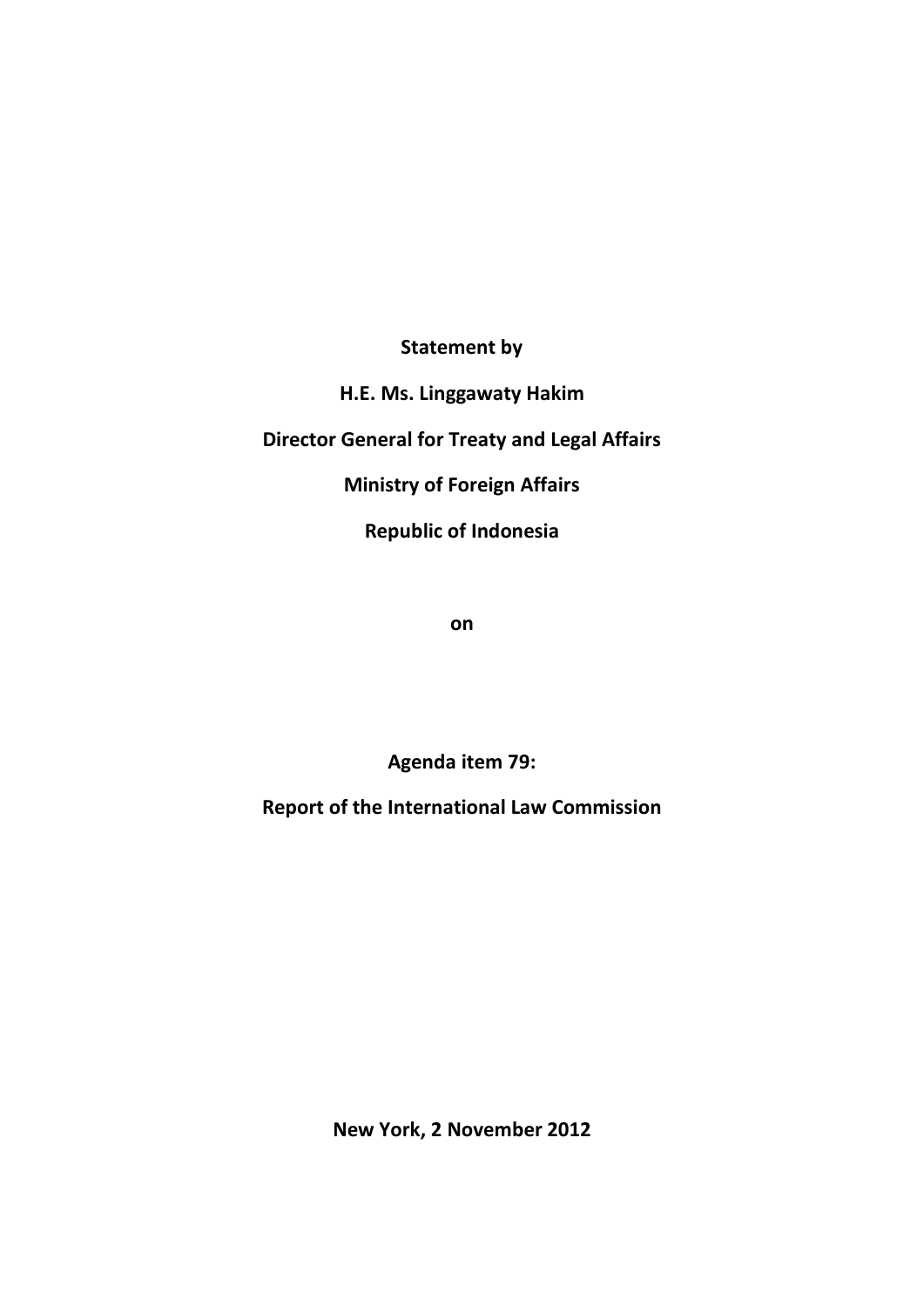**Statement by**

**H.E. Ms. Linggawaty Hakim**

**Director General for Treaty and Legal Affairs**

**Ministry of Foreign Affairs**

**Republic of Indonesia**

**on**

**Agenda item 79:**

**Report of the International Law Commission**

**New York, 2 November 2012**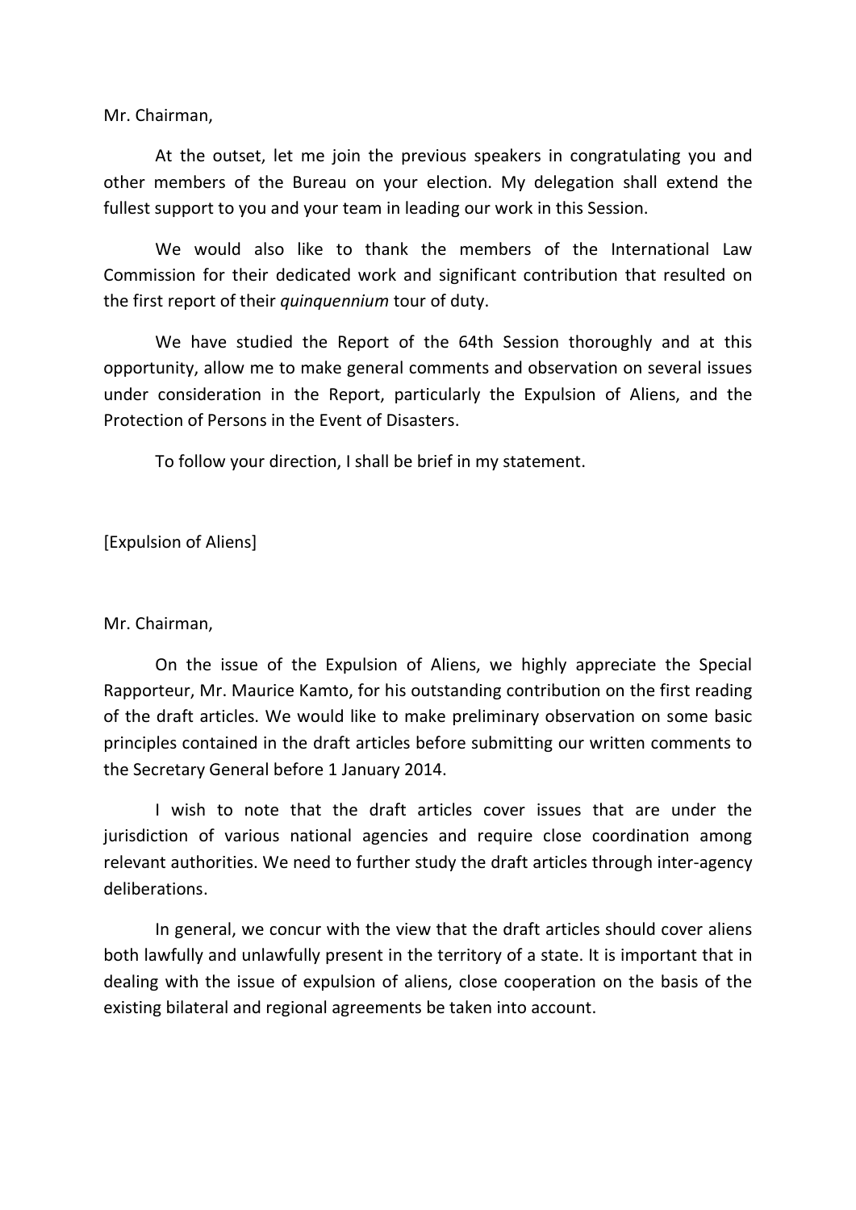Mr. Chairman,

At the outset, let me join the previous speakers in congratulating you and other members of the Bureau on your election. My delegation shall extend the fullest support to you and your team in leading our work in this Session.

We would also like to thank the members of the International Law Commission for their dedicated work and significant contribution that resulted on the first report of their *quinquennium* tour of duty.

We have studied the Report of the 64th Session thoroughly and at this opportunity, allow me to make general comments and observation on several issues under consideration in the Report, particularly the Expulsion of Aliens, and the Protection of Persons in the Event of Disasters.

To follow your direction, I shall be brief in my statement.

[Expulsion of Aliens]

Mr. Chairman,

On the issue of the Expulsion of Aliens, we highly appreciate the Special Rapporteur, Mr. Maurice Kamto, for his outstanding contribution on the first reading of the draft articles. We would like to make preliminary observation on some basic principles contained in the draft articles before submitting our written comments to the Secretary General before 1 January 2014.

I wish to note that the draft articles cover issues that are under the jurisdiction of various national agencies and require close coordination among relevant authorities. We need to further study the draft articles through inter-agency deliberations.

In general, we concur with the view that the draft articles should cover aliens both lawfully and unlawfully present in the territory of a state. It is important that in dealing with the issue of expulsion of aliens, close cooperation on the basis of the existing bilateral and regional agreements be taken into account.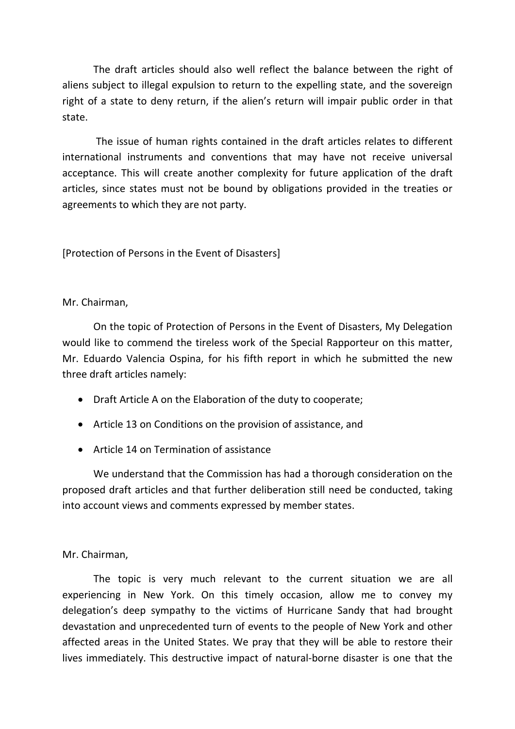The draft articles should also well reflect the balance between the right of aliens subject to illegal expulsion to return to the expelling state, and the sovereign right of a state to deny return, if the alien's return will impair public order in that state.

The issue of human rights contained in the draft articles relates to different international instruments and conventions that may have not receive universal acceptance. This will create another complexity for future application of the draft articles, since states must not be bound by obligations provided in the treaties or agreements to which they are not party.

[Protection of Persons in the Event of Disasters]

Mr. Chairman,

On the topic of Protection of Persons in the Event of Disasters, My Delegation would like to commend the tireless work of the Special Rapporteur on this matter, Mr. Eduardo Valencia Ospina, for his fifth report in which he submitted the new three draft articles namely:

- Draft Article A on the Elaboration of the duty to cooperate;
- Article 13 on Conditions on the provision of assistance, and
- Article 14 on Termination of assistance

We understand that the Commission has had a thorough consideration on the proposed draft articles and that further deliberation still need be conducted, taking into account views and comments expressed by member states.

Mr. Chairman,

The topic is very much relevant to the current situation we are all experiencing in New York. On this timely occasion, allow me to convey my delegation's deep sympathy to the victims of Hurricane Sandy that had brought devastation and unprecedented turn of events to the people of New York and other affected areas in the United States. We pray that they will be able to restore their lives immediately. This destructive impact of natural-borne disaster is one that the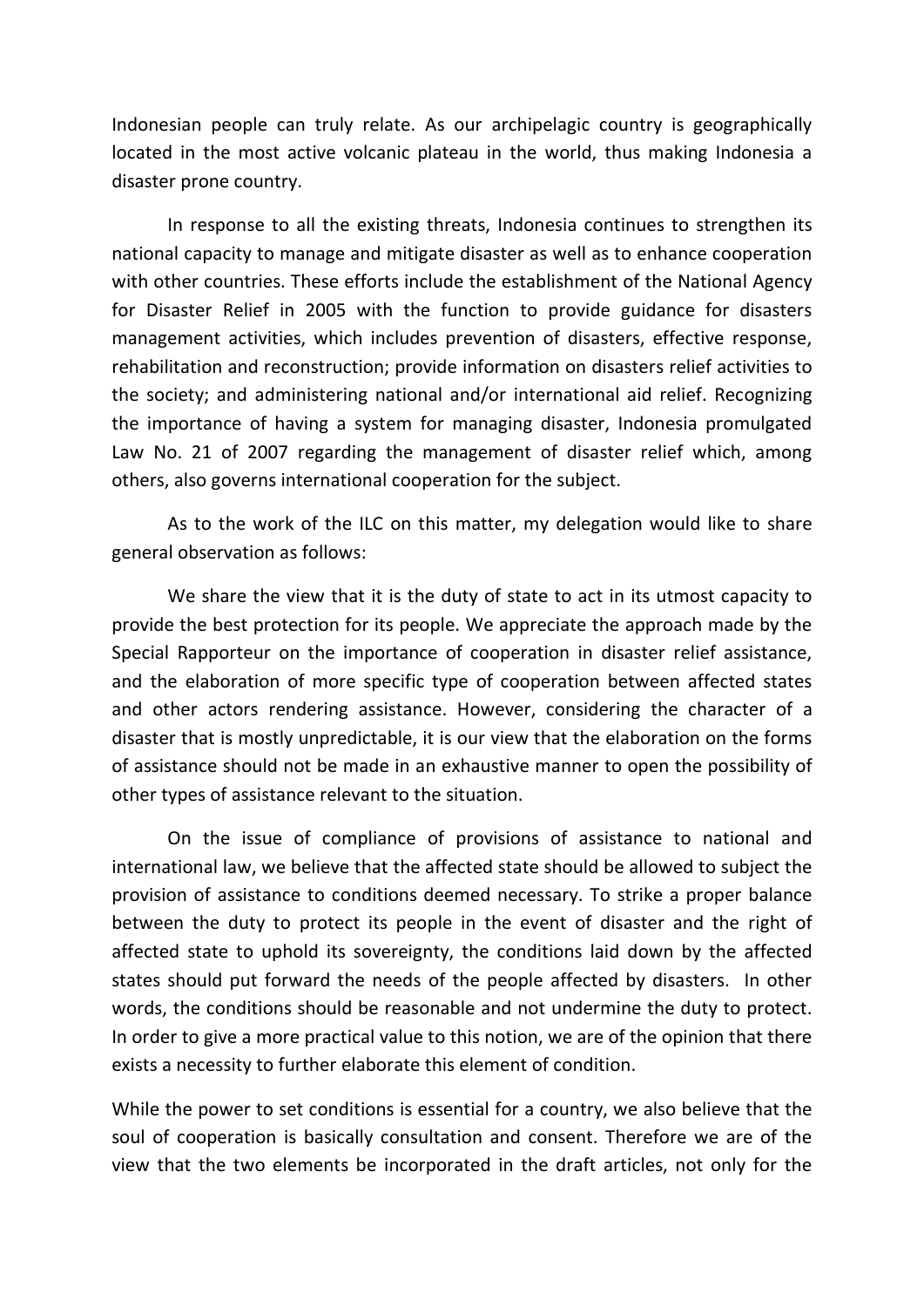Indonesian people can truly relate. As our archipelagic country is geographically located in the most active volcanic plateau in the world, thus making Indonesia a disaster prone country.

In response to all the existing threats, Indonesia continues to strengthen its national capacity to manage and mitigate disaster as well as to enhance cooperation with other countries. These efforts include the establishment of the National Agency for Disaster Relief in 2005 with the function to provide guidance for disasters management activities, which includes prevention of disasters, effective response, rehabilitation and reconstruction; provide information on disasters relief activities to the society; and administering national and/or international aid relief. Recognizing the importance of having a system for managing disaster, Indonesia promulgated Law No. 21 of 2007 regarding the management of disaster relief which, among others, also governs international cooperation for the subject.

As to the work of the ILC on this matter, my delegation would like to share general observation as follows:

We share the view that it is the duty of state to act in its utmost capacity to provide the best protection for its people. We appreciate the approach made by the Special Rapporteur on the importance of cooperation in disaster relief assistance, and the elaboration of more specific type of cooperation between affected states and other actors rendering assistance. However, considering the character of a disaster that is mostly unpredictable, it is our view that the elaboration on the forms of assistance should not be made in an exhaustive manner to open the possibility of other types of assistance relevant to the situation.

On the issue of compliance of provisions of assistance to national and international law, we believe that the affected state should be allowed to subject the provision of assistance to conditions deemed necessary. To strike a proper balance between the duty to protect its people in the event of disaster and the right of affected state to uphold its sovereignty, the conditions laid down by the affected states should put forward the needs of the people affected by disasters. In other words, the conditions should be reasonable and not undermine the duty to protect. In order to give a more practical value to this notion, we are of the opinion that there exists a necessity to further elaborate this element of condition.

While the power to set conditions is essential for a country, we also believe that the soul of cooperation is basically consultation and consent. Therefore we are of the view that the two elements be incorporated in the draft articles, not only for the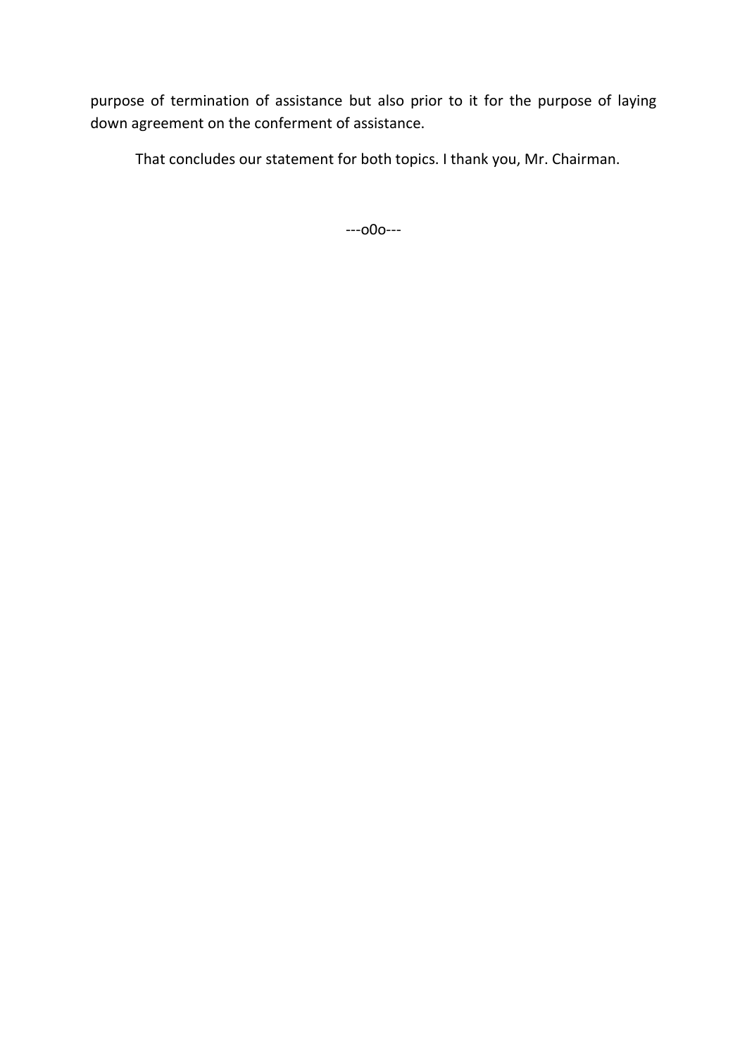purpose of termination of assistance but also prior to it for the purpose of laying down agreement on the conferment of assistance.

That concludes our statement for both topics. I thank you, Mr. Chairman.

---o0o---